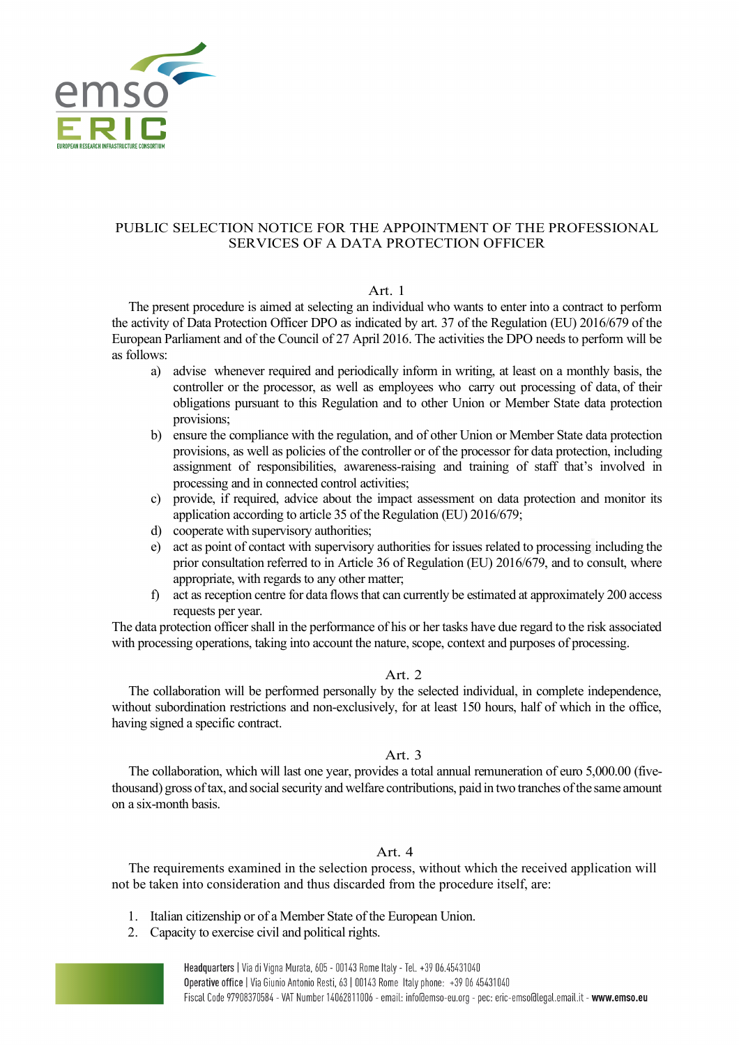# PUBLIC SELECTION NOTICE FOR THE APPOINTMENT OF THE PROFESSIONAL SERVICES OF A DATA PROTECTION OFFICER

## Art. 1

The present procedure is aimed at selecting an individual who wants to enter into a contract to perform the activity of Data Protection Officer DPO as indicated by art. 37 of the Regulation (EU) 2016/679 of the European Parliament and of the Council of 27 April 2016. The activities the DPO needs to perform will be as follows:

a) advise whenever required and periodically inform in writing, at least on a monthly basis, the controller or the processor, as well as employees who carry out processing of data, of their obligations pursuant to this Regulation and to other Union or Member State data protection provisions;
b) ensure the compliance with the regulation, and of other Union or Member State data protection provisions, as well as policies of the controller or of the processor for data protection, including assignment of responsibilities, awareness-raising and training of staff that's involved in processing and in connected control activities;
c) provide, if required, advice about the impact assessment on data protection and monitor its application according to article 35 of the Regulation (EU) 2016/679;
d) cooperate with supervisory authorities;
e) act as point of contact with supervisory authorities for issues related to processing including the prior consultation referred to in Article 36 of Regulation (EU) 2016/679, and to consult, where appropriate, with regards to any other matter;
f) act as reception centre for data flows that can currently be estimated at approximately 200 access requests per year.

The data protection officer shall in the performance of his or her tasks have due regard to the risk associated with processing operations, taking into account the nature, scope, context and purposes of processing.

## Art. 2

The collaboration will be performed personally by the selected individual, in complete independence, without subordination restrictions and non-exclusively, for at least 150 hours, half of which in the office, having signed a specific contract.

## Art. 3

The collaboration, which will last one year, provides a total annual remuneration of euro 5,000.00 (five-thousand) gross of tax, and social security and welfare contributions, paid in two tranches of the same amount on a six-month basis.

## Art. 4

The requirements examined in the selection process, without which the received application will not be taken into consideration and thus discarded from the procedure itself, are:

1. Italian citizenship or of a Member State of the European Union.
2. Capacity to exercise civil and political rights.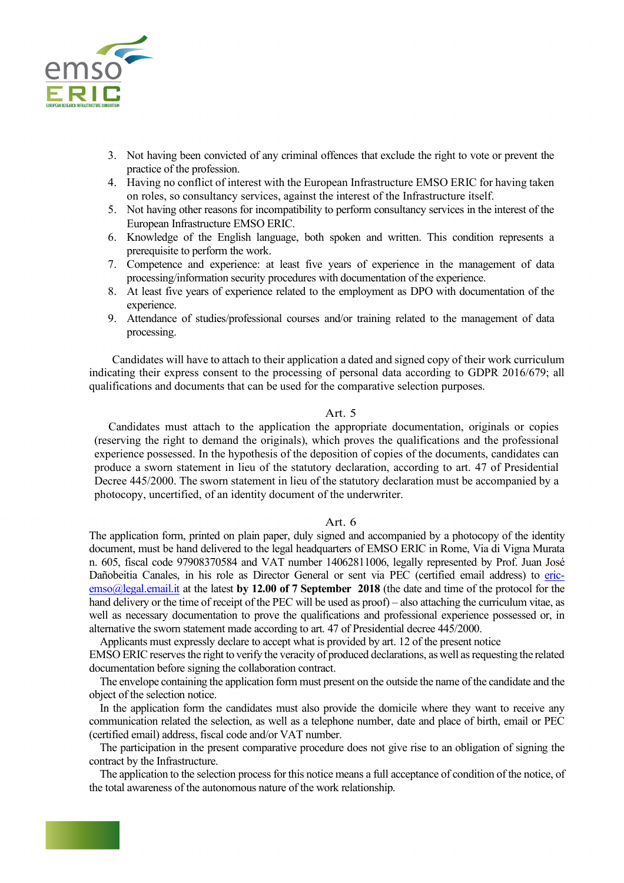3. Not having been convicted of any criminal offences that exclude the right to vote or prevent the practice of the profession.
4. Having no conflict of interest with the European Infrastructure EMSO ERIC for having taken on roles, so consultancy services, against the interest of the Infrastructure itself.
5. Not having other reasons for incompatibility to perform consultancy services in the interest of the European Infrastructure EMSO ERIC.
6. Knowledge of the English language, both spoken and written. This condition represents a prerequisite to perform the work.
7. Competence and experience: at least five years of experience in the management of data processing/information security procedures with documentation of the experience.
8. At least five years of experience related to the employment as DPO with documentation of the experience.
9. Attendance of studies/professional courses and/or training related to the management of data processing.

Candidates will have to attach to their application a dated and signed copy of their work curriculum indicating their express consent to the processing of personal data according to GDPR 2016/679; all qualifications and documents that can be used for the comparative selection purposes.

## Art. 5

Candidates must attach to the application the appropriate documentation, originals or copies (reserving the right to demand the originals), which proves the qualifications and the professional experience possessed. In the hypothesis of the deposition of copies of the documents, candidates can produce a sworn statement in lieu of the statutory declaration, according to art. 47 of Presidential Decree 445/2000. The sworn statement in lieu of the statutory declaration must be accompanied by a photocopy, uncertified, of an identity document of the underwriter.

## Art. 6

The application form, printed on plain paper, duly signed and accompanied by a photocopy of the identity document, must be hand delivered to the legal headquarters of EMSO ERIC in Rome, Via di Vigna Murata n. 605, fiscal code 97908370584 and VAT number 14062811006, legally represented by Prof. Juan José Dañobeitia Canales, in his role as Director General or sent via PEC (certified email address) to eric-emso@legal.email.it at the latest **by 12.00 of 7 September 2018** (the date and time of the protocol for the hand delivery or the time of receipt of the PEC will be used as proof) – also attaching the curriculum vitae, as well as necessary documentation to prove the qualifications and professional experience possessed or, in alternative the sworn statement made according to art. 47 of Presidential decree 445/2000.

Applicants must expressly declare to accept what is provided by art. 12 of the present notice

EMSO ERIC reserves the right to verify the veracity of produced declarations, as well as requesting the related documentation before signing the collaboration contract.

The envelope containing the application form must present on the outside the name of the candidate and the object of the selection notice.

In the application form the candidates must also provide the domicile where they want to receive any communication related the selection, as well as a telephone number, date and place of birth, email or PEC (certified email) address, fiscal code and/or VAT number.

The participation in the present comparative procedure does not give rise to an obligation of signing the contract by the Infrastructure.

The application to the selection process for this notice means a full acceptance of condition of the notice, of the total awareness of the autonomous nature of the work relationship.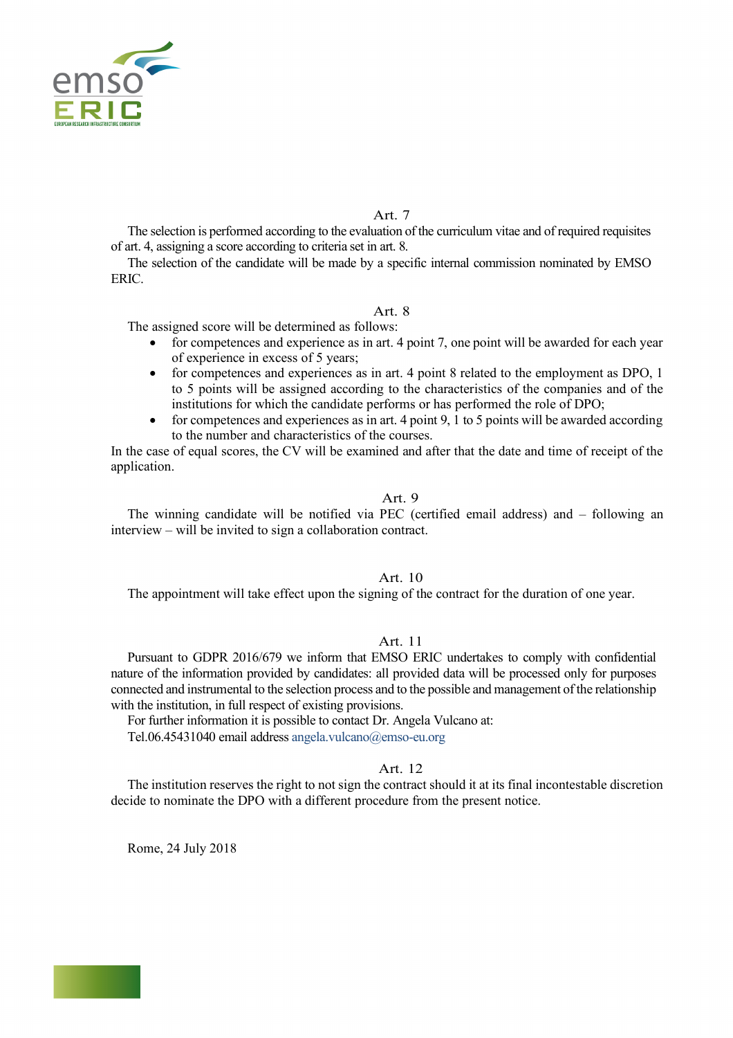## Art. 7

The selection is performed according to the evaluation of the curriculum vitae and of required requisites of art. 4, assigning a score according to criteria set in art. 8.

The selection of the candidate will be made by a specific internal commission nominated by EMSO ERIC.

## Art. 8

The assigned score will be determined as follows:

- for competences and experience as in art. 4 point 7, one point will be awarded for each year of experience in excess of 5 years;
- for competences and experiences as in art. 4 point 8 related to the employment as DPO, 1 to 5 points will be assigned according to the characteristics of the companies and of the institutions for which the candidate performs or has performed the role of DPO;
- for competences and experiences as in art. 4 point 9, 1 to 5 points will be awarded according to the number and characteristics of the courses.

In the case of equal scores, the CV will be examined and after that the date and time of receipt of the application.

## Art. 9

The winning candidate will be notified via PEC (certified email address) and – following an interview – will be invited to sign a collaboration contract.

## Art. 10

The appointment will take effect upon the signing of the contract for the duration of one year.

## Art. 11

Pursuant to GDPR 2016/679 we inform that EMSO ERIC undertakes to comply with confidential nature of the information provided by candidates: all provided data will be processed only for purposes connected and instrumental to the selection process and to the possible and management of the relationship with the institution, in full respect of existing provisions.

For further information it is possible to contact Dr. Angela Vulcano at:

Tel.06.45431040 email address angela.vulcano@emso-eu.org

## Art. 12

The institution reserves the right to not sign the contract should it at its final incontestable discretion decide to nominate the DPO with a different procedure from the present notice.

Rome, 24 July 2018